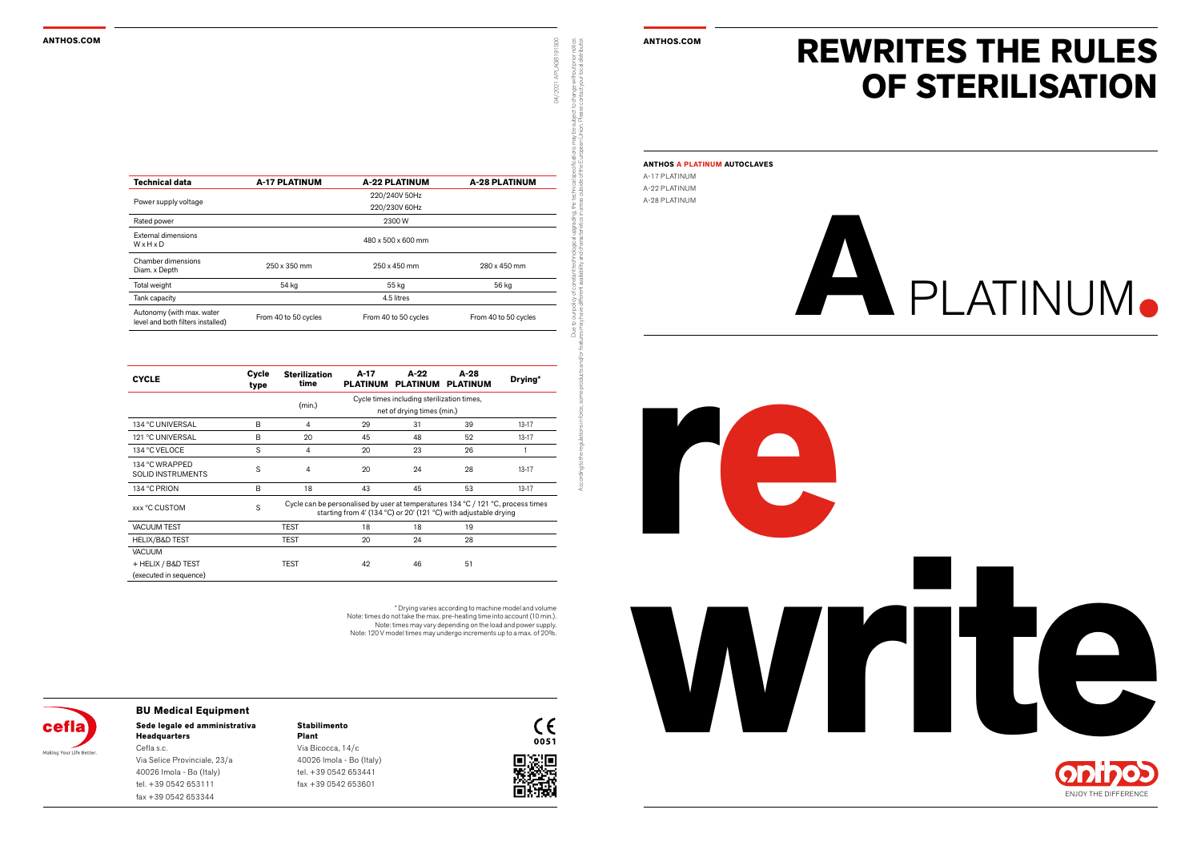| Technical data | A-17 PLATINUM | A-22 PLATINUM | A-28 PLATINUM |
|---|---|---|---|
| Power supply voltage | | 220/240V 50Hz<br>220/230V 60Hz | |
| Rated power | | 2300 W | |
| External dimensions<br>W x H x D | | 480 x 500 x 600 mm | |
| Chamber dimensions<br>Diam. x Depth | 250 x 350 mm | 250 x 450 mm | 280 x 450 mm |
| Total weight | 54 kg | 55 kg | 56 kg |
| Tank capacity | | 4.5 litres | |
| Autonomy (with max. water level and both filters installed) | From 40 to 50 cycles | From 40 to 50 cycles | From 40 to 50 cycles |

| CYCLE | Cycle type | Sterilization time | A-17 PLATINUM | A-22 PLATINUM | A-28 PLATINUM | Drying* |
|---|---|---|---|---|---|---|
| | | (min.) | Cycle times including sterilization times, net of drying times (min.) | | | |
| 134 °C UNIVERSAL | B | 4 | 29 | 31 | 39 | 13-17 |
| 121 °C UNIVERSAL | B | 20 | 45 | 48 | 52 | 13-17 |
| 134 °C VELOCE | S | 4 | 20 | 23 | 26 | 1 |
| 134 °C WRAPPED SOLID INSTRUMENTS | S | 4 | 20 | 24 | 28 | 13-17 |
| 134 °C PRION | B | 18 | 43 | 45 | 53 | 13-17 |
| xxx °C CUSTOM | S | Cycle can be personalised by user at temperatures 134 °C / 121 °C, process times starting from 4' (134 °C) or 20' (121 °C) with adjustable drying | | | | |
| VACUUM TEST | | TEST | 18 | 18 | 19 | |
| HELIX/B&D TEST | | TEST | 20 | 24 | 28 | |
| VACUUM + HELIX / B&D TEST (executed in sequence) | | TEST | 42 | 46 | 51 | |

\* Drying varies according to machine model and volume
Note: times do not take the max. pre-heating time into account (10 min.).
Note: times may vary depending on the load and power supply.
Note: 120 V model times may undergo increments up to a max. of 20%.

Due to our policy of constant technological upgrading, the technical specifications may be subject to change without prior notice. According to the regulations in force, some products and/or features may have different availability and characteristics in areas outside of the European Union. Please contact your local distributor.

04/2021 APLAGB191S00

cefla — Making Your Life Better.

**BU Medical Equipment**

**Sede legale ed amministrativa**
**Headquarters**
Cefla s.c.
Via Selice Provinciale, 23/a
40026 Imola - Bo (Italy)
tel. +39 0542 653111
fax +39 0542 653344

**Stabilimento**
**Plant**
Via Bicocca, 14/c
40026 Imola - Bo (Italy)
tel. +39 0542 653441
fax +39 0542 653601

CE 0051

# REWRITES THE RULES OF STERILISATION

**ANTHOS A PLATINUM AUTOCLAVES**

A-17 PLATINUM
A-22 PLATINUM
A-28 PLATINUM

A PLATINUM.

re
write

anthos — ENJOY THE DIFFERENCE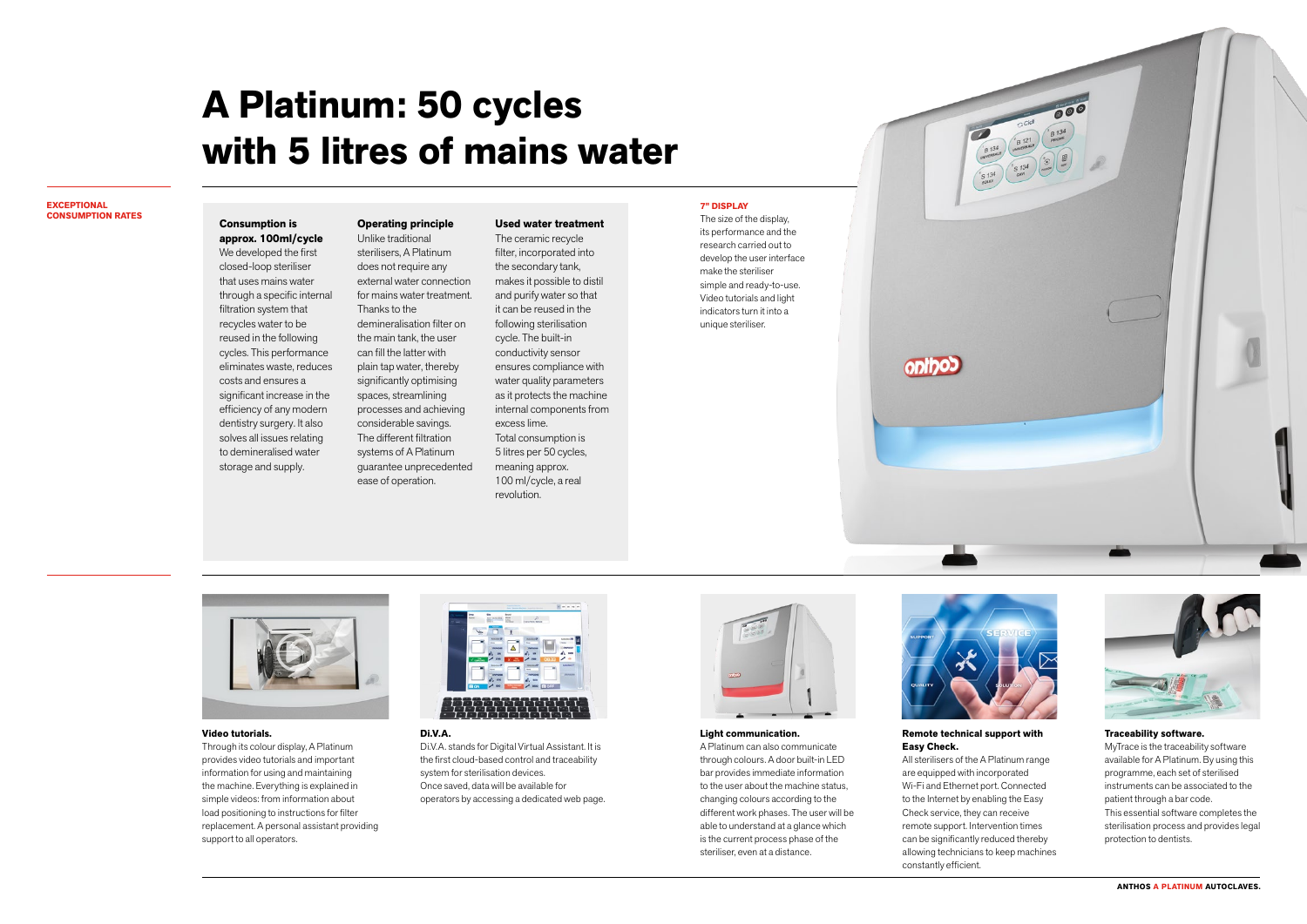# A Platinum: 50 cycles with 5 litres of mains water

**EXCEPTIONAL CONSUMPTION RATES**

**Consumption is approx. 100ml/cycle**
We developed the first closed-loop steriliser that uses mains water through a specific internal filtration system that recycles water to be reused in the following cycles. This performance eliminates waste, reduces costs and ensures a significant increase in the efficiency of any modern dentistry surgery. It also solves all issues relating to demineralised water storage and supply.

**Operating principle**
Unlike traditional sterilisers, A Platinum does not require any external water connection for mains water treatment. Thanks to the demineralisation filter on the main tank, the user can fill the latter with plain tap water, thereby significantly optimising spaces, streamlining processes and achieving considerable savings. The different filtration systems of A Platinum guarantee unprecedented ease of operation.

**Used water treatment**
The ceramic recycle filter, incorporated into the secondary tank, makes it possible to distil and purify water so that it can be reused in the following sterilisation cycle. The built-in conductivity sensor ensures compliance with water quality parameters as it protects the machine internal components from excess lime.
Total consumption is 5 litres per 50 cycles, meaning approx. 100 ml/cycle, a real revolution.

**7" DISPLAY**
The size of the display, its performance and the research carried out to develop the user interface make the steriliser simple and ready-to-use. Video tutorials and light indicators turn it into a unique steriliser.

**Video tutorials.**
Through its colour display, A Platinum provides video tutorials and important information for using and maintaining the machine. Everything is explained in simple videos: from information about load positioning to instructions for filter replacement. A personal assistant providing support to all operators.

**Di.V.A.**
Di.V.A. stands for Digital Virtual Assistant. It is the first cloud-based control and traceability system for sterilisation devices.
Once saved, data will be available for operators by accessing a dedicated web page.

**Light communication.**
A Platinum can also communicate through colours. A door built-in LED bar provides immediate information to the user about the machine status, changing colours according to the different work phases. The user will be able to understand at a glance which is the current process phase of the steriliser, even at a distance.

**Remote technical support with Easy Check.**
All sterilisers of the A Platinum range are equipped with incorporated Wi-Fi and Ethernet port. Connected to the Internet by enabling the Easy Check service, they can receive remote support. Intervention times can be significantly reduced thereby allowing technicians to keep machines constantly efficient.

**Traceability software.**
MyTrace is the traceability software available for A Platinum. By using this programme, each set of sterilised instruments can be associated to the patient through a bar code.
This essential software completes the sterilisation process and provides legal protection to dentists.